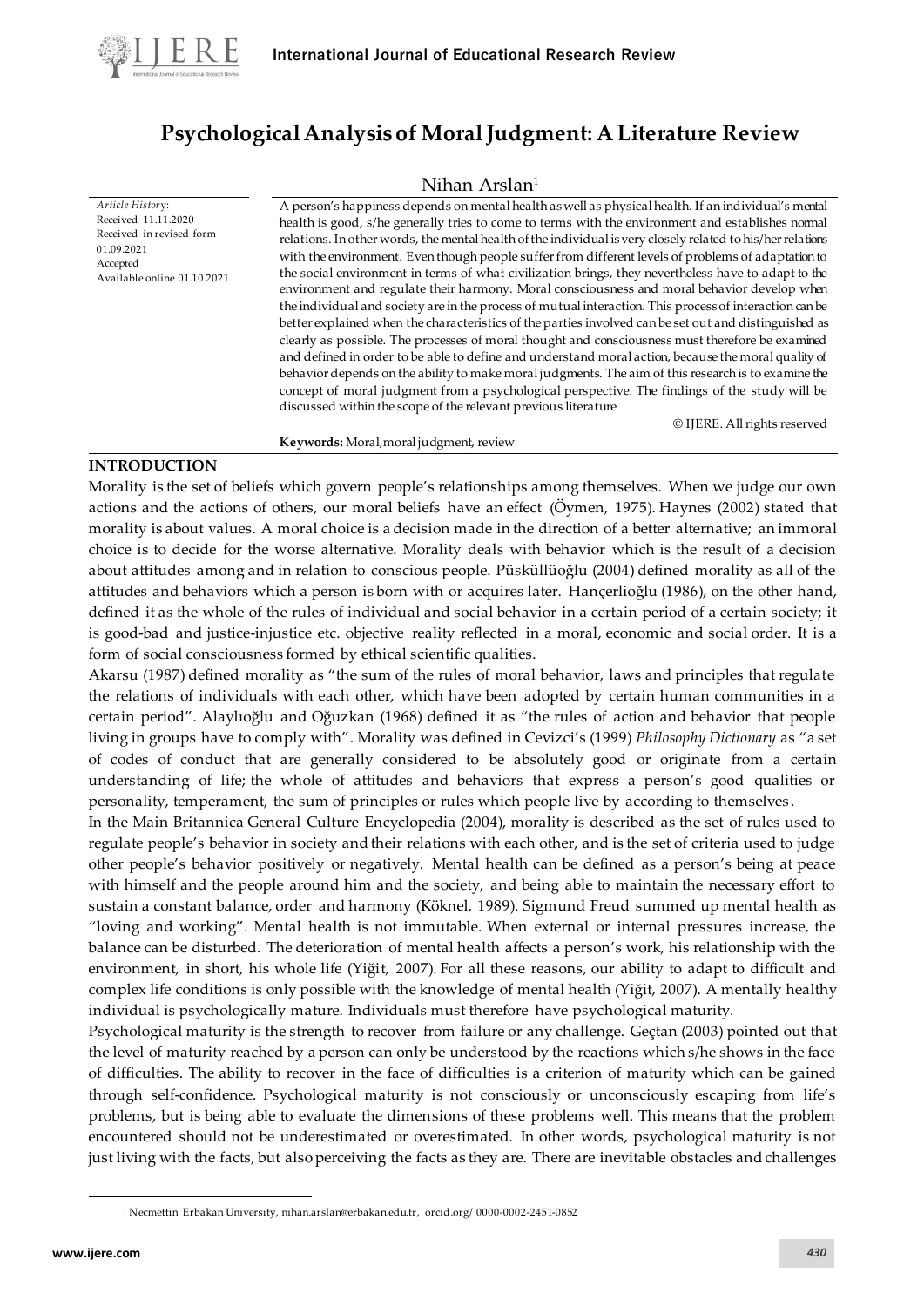# Psychological Analysis of Moral Judgment: A Literature Review

Nihan Arslan[1]

*Article History*:
Received 11.11.2020
Received in revised form 01.09.2021
Accepted
Available online 01.10.2021

A person's happiness depends on mental health as well as physical health. If an individual's mental health is good, s/he generally tries to come to terms with the environment and establishes normal relations. In other words, the mental health of the individual is very closely related to his/her relations with the environment. Even though people suffer from different levels of problems of adaptation to the social environment in terms of what civilization brings, they nevertheless have to adapt to the environment and regulate their harmony. Moral consciousness and moral behavior develop when the individual and society are in the process of mutual interaction. This process of interaction can be better explained when the characteristics of the parties involved can be set out and distinguished as clearly as possible. The processes of moral thought and consciousness must therefore be examined and defined in order to be able to define and understand moral action, because the moral quality of behavior depends on the ability to make moral judgments. The aim of this research is to examine the concept of moral judgment from a psychological perspective. The findings of the study will be discussed within the scope of the relevant previous literature

© IJERE. All rights reserved

**Keywords:** Moral, moral judgment, review

## INTRODUCTION

Morality is the set of beliefs which govern people's relationships among themselves. When we judge our own actions and the actions of others, our moral beliefs have an effect (Öymen, 1975). Haynes (2002) stated that morality is about values. A moral choice is a decision made in the direction of a better alternative; an immoral choice is to decide for the worse alternative. Morality deals with behavior which is the result of a decision about attitudes among and in relation to conscious people. Püsküllüoğlu (2004) defined morality as all of the attitudes and behaviors which a person is born with or acquires later. Hançerlioğlu (1986), on the other hand, defined it as the whole of the rules of individual and social behavior in a certain period of a certain society; it is good-bad and justice-injustice etc. objective reality reflected in a moral, economic and social order. It is a form of social consciousness formed by ethical scientific qualities.

Akarsu (1987) defined morality as "the sum of the rules of moral behavior, laws and principles that regulate the relations of individuals with each other, which have been adopted by certain human communities in a certain period". Alaylıoğlu and Oğuzkan (1968) defined it as "the rules of action and behavior that people living in groups have to comply with". Morality was defined in Cevizci's (1999) *Philosophy Dictionary* as "a set of codes of conduct that are generally considered to be absolutely good or originate from a certain understanding of life; the whole of attitudes and behaviors that express a person's good qualities or personality, temperament, the sum of principles or rules which people live by according to themselves.

In the Main Britannica General Culture Encyclopedia (2004), morality is described as the set of rules used to regulate people's behavior in society and their relations with each other, and is the set of criteria used to judge other people's behavior positively or negatively. Mental health can be defined as a person's being at peace with himself and the people around him and the society, and being able to maintain the necessary effort to sustain a constant balance, order and harmony (Köknel, 1989). Sigmund Freud summed up mental health as "loving and working". Mental health is not immutable. When external or internal pressures increase, the balance can be disturbed. The deterioration of mental health affects a person's work, his relationship with the environment, in short, his whole life (Yiğit, 2007). For all these reasons, our ability to adapt to difficult and complex life conditions is only possible with the knowledge of mental health (Yiğit, 2007). A mentally healthy individual is psychologically mature. Individuals must therefore have psychological maturity.

Psychological maturity is the strength to recover from failure or any challenge. Geçtan (2003) pointed out that the level of maturity reached by a person can only be understood by the reactions which s/he shows in the face of difficulties. The ability to recover in the face of difficulties is a criterion of maturity which can be gained through self-confidence. Psychological maturity is not consciously or unconsciously escaping from life's problems, but is being able to evaluate the dimensions of these problems well. This means that the problem encountered should not be underestimated or overestimated. In other words, psychological maturity is not just living with the facts, but also perceiving the facts as they are. There are inevitable obstacles and challenges

[1] Necmettin Erbakan University, nihan.arslan@erbakan.edu.tr, orcid.org/ 0000-0002-2451-0852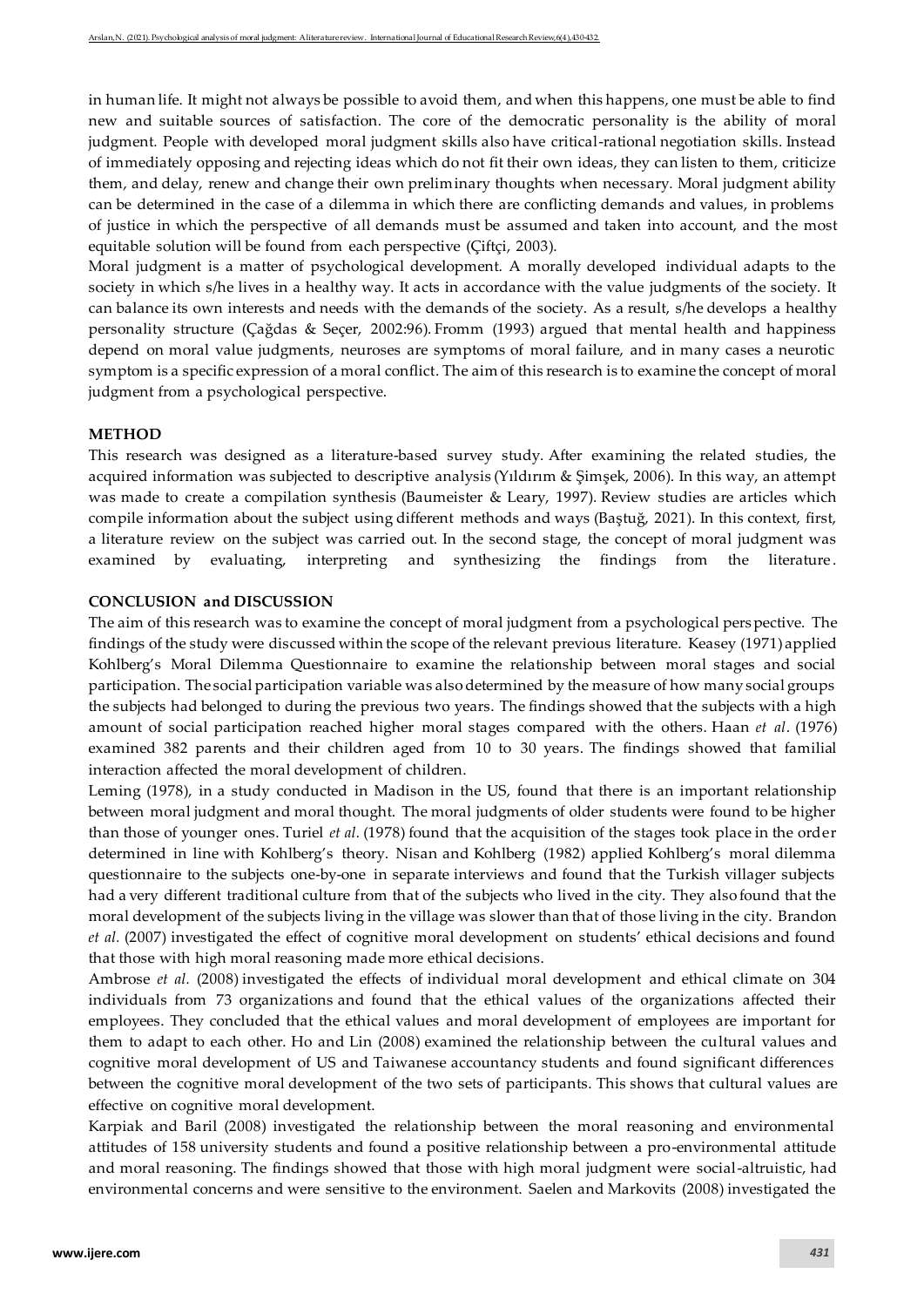in human life. It might not always be possible to avoid them, and when this happens, one must be able to find new and suitable sources of satisfaction. The core of the democratic personality is the ability of moral judgment. People with developed moral judgment skills also have critical-rational negotiation skills. Instead of immediately opposing and rejecting ideas which do not fit their own ideas, they can listen to them, criticize them, and delay, renew and change their own preliminary thoughts when necessary. Moral judgment ability can be determined in the case of a dilemma in which there are conflicting demands and values, in problems of justice in which the perspective of all demands must be assumed and taken into account, and the most equitable solution will be found from each perspective (Çiftçi, 2003).

Moral judgment is a matter of psychological development. A morally developed individual adapts to the society in which s/he lives in a healthy way. It acts in accordance with the value judgments of the society. It can balance its own interests and needs with the demands of the society. As a result, s/he develops a healthy personality structure (Çağdas & Seçer, 2002:96). Fromm (1993) argued that mental health and happiness depend on moral value judgments, neuroses are symptoms of moral failure, and in many cases a neurotic symptom is a specific expression of a moral conflict. The aim of this research is to examine the concept of moral judgment from a psychological perspective.

## METHOD

This research was designed as a literature-based survey study. After examining the related studies, the acquired information was subjected to descriptive analysis (Yıldırım & Şimşek, 2006). In this way, an attempt was made to create a compilation synthesis (Baumeister & Leary, 1997). Review studies are articles which compile information about the subject using different methods and ways (Baştuğ, 2021). In this context, first, a literature review on the subject was carried out. In the second stage, the concept of moral judgment was examined by evaluating, interpreting and synthesizing the findings from the literature.

## CONCLUSION and DISCUSSION

The aim of this research was to examine the concept of moral judgment from a psychological perspective. The findings of the study were discussed within the scope of the relevant previous literature. Keasey (1971) applied Kohlberg's Moral Dilemma Questionnaire to examine the relationship between moral stages and social participation. The social participation variable was also determined by the measure of how many social groups the subjects had belonged to during the previous two years. The findings showed that the subjects with a high amount of social participation reached higher moral stages compared with the others. Haan *et al*. (1976) examined 382 parents and their children aged from 10 to 30 years. The findings showed that familial interaction affected the moral development of children.

Leming (1978), in a study conducted in Madison in the US, found that there is an important relationship between moral judgment and moral thought. The moral judgments of older students were found to be higher than those of younger ones. Turiel *et al*. (1978) found that the acquisition of the stages took place in the order determined in line with Kohlberg's theory. Nisan and Kohlberg (1982) applied Kohlberg's moral dilemma questionnaire to the subjects one-by-one in separate interviews and found that the Turkish villager subjects had a very different traditional culture from that of the subjects who lived in the city. They also found that the moral development of the subjects living in the village was slower than that of those living in the city. Brandon *et al*. (2007) investigated the effect of cognitive moral development on students' ethical decisions and found that those with high moral reasoning made more ethical decisions.

Ambrose *et al.* (2008) investigated the effects of individual moral development and ethical climate on 304 individuals from 73 organizations and found that the ethical values of the organizations affected their employees. They concluded that the ethical values and moral development of employees are important for them to adapt to each other. Ho and Lin (2008) examined the relationship between the cultural values and cognitive moral development of US and Taiwanese accountancy students and found significant differences between the cognitive moral development of the two sets of participants. This shows that cultural values are effective on cognitive moral development.

Karpiak and Baril (2008) investigated the relationship between the moral reasoning and environmental attitudes of 158 university students and found a positive relationship between a pro-environmental attitude and moral reasoning. The findings showed that those with high moral judgment were social-altruistic, had environmental concerns and were sensitive to the environment. Saelen and Markovits (2008) investigated the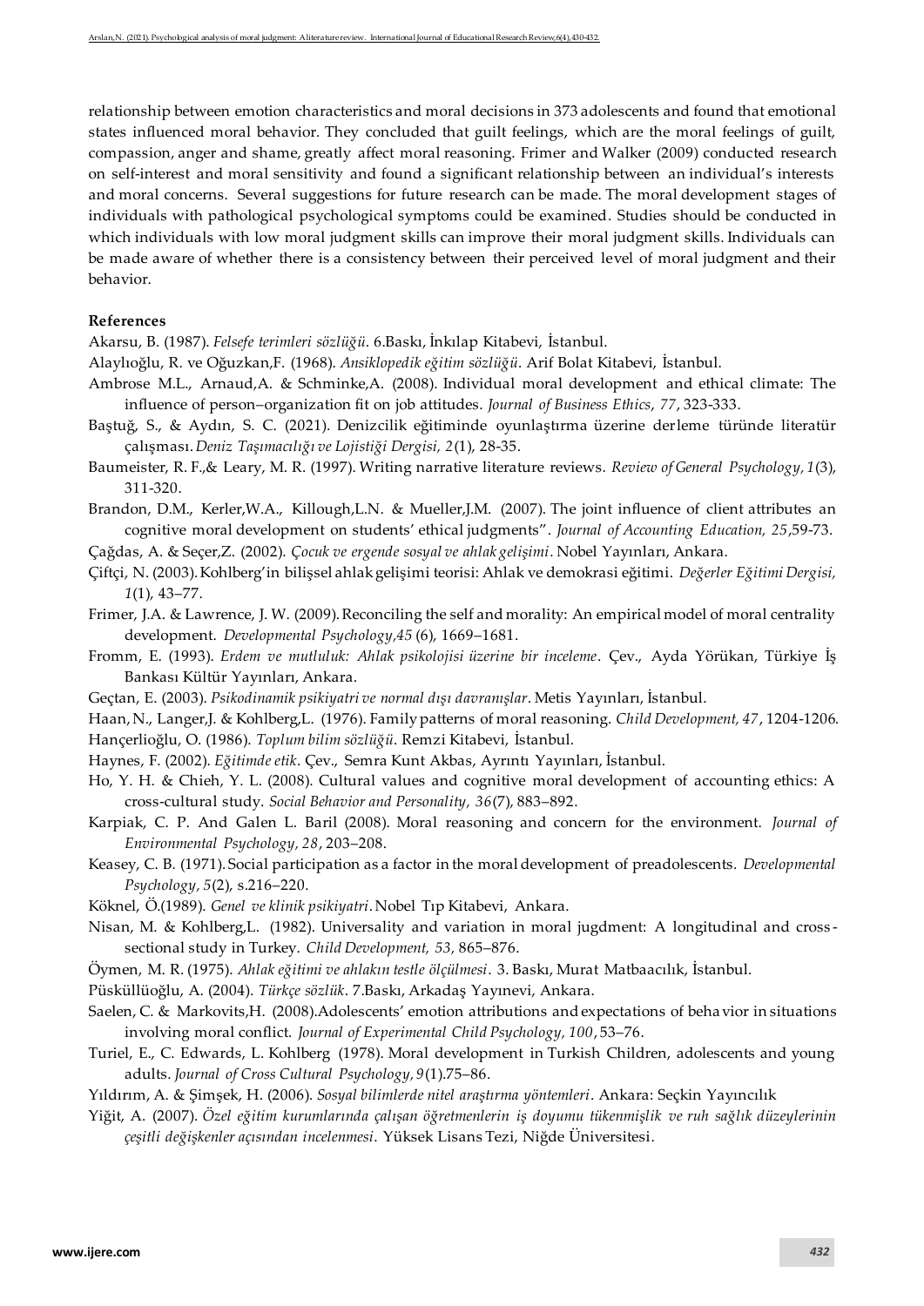relationship between emotion characteristics and moral decisions in 373 adolescents and found that emotional states influenced moral behavior. They concluded that guilt feelings, which are the moral feelings of guilt, compassion, anger and shame, greatly affect moral reasoning. Frimer and Walker (2009) conducted research on self-interest and moral sensitivity and found a significant relationship between an individual's interests and moral concerns. Several suggestions for future research can be made. The moral development stages of individuals with pathological psychological symptoms could be examined. Studies should be conducted in which individuals with low moral judgment skills can improve their moral judgment skills. Individuals can be made aware of whether there is a consistency between their perceived level of moral judgment and their behavior.

**References**

Akarsu, B. (1987). *Felsefe terimleri sözlüğü*. 6.Baskı, İnkılap Kitabevi, İstanbul.

Alaylıoğlu, R. ve Oğuzkan,F. (1968). *Ansiklopedik eğitim sözlüğü*. Arif Bolat Kitabevi, İstanbul.

Ambrose M.L., Arnaud,A. & Schminke,A. (2008). Individual moral development and ethical climate: The influence of person–organization fit on job attitudes. *Journal of Business Ethics, 77*, 323-333.

Baştuğ, S., & Aydın, S. C. (2021). Denizcilik eğitiminde oyunlaştırma üzerine derleme türünde literatür çalışması. *Deniz Taşımacılığı ve Lojistiği Dergisi, 2*(1), 28-35.

Baumeister, R. F.,& Leary, M. R. (1997). Writing narrative literature reviews. *Review of General Psychology, 1*(3), 311-320.

Brandon, D.M., Kerler,W.A., Killough,L.N. & Mueller,J.M. (2007). The joint influence of client attributes an cognitive moral development on students' ethical judgments". *Journal of Accounting Education, 25*,59-73.

Çağdas, A. & Seçer,Z. (2002). *Çocuk ve ergende sosyal ve ahlak gelişimi*. Nobel Yayınları, Ankara.

Çiftçi, N. (2003). Kohlberg'in bilişsel ahlak gelişimi teorisi: Ahlak ve demokrasi eğitimi. *Değerler Eğitimi Dergisi, 1*(1), 43–77.

Frimer, J.A. & Lawrence, J. W. (2009). Reconciling the self and morality: An empirical model of moral centrality development. *Developmental Psychology,45* (6), 1669–1681.

Fromm, E. (1993). *Erdem ve mutluluk: Ahlak psikolojisi üzerine bir inceleme*. Çev., Ayda Yörükan, Türkiye İş Bankası Kültür Yayınları, Ankara.

Geçtan, E. (2003). *Psikodinamik psikiyatri ve normal dışı davranışlar*. Metis Yayınları, İstanbul.

Haan, N., Langer,J. & Kohlberg,L. (1976). Family patterns of moral reasoning. *Child Development, 47*, 1204-1206.

Hançerlioğlu, O. (1986). *Toplum bilim sözlüğü*. Remzi Kitabevi, İstanbul.

Haynes, F. (2002). *Eğitimde etik*. Çev., Semra Kunt Akbas, Ayrıntı Yayınları, İstanbul.

Ho, Y. H. & Chieh, Y. L. (2008). Cultural values and cognitive moral development of accounting ethics: A cross-cultural study. *Social Behavior and Personality, 36*(7), 883–892.

Karpiak, C. P. And Galen L. Baril (2008). Moral reasoning and concern for the environment. *Journal of Environmental Psychology, 28*, 203–208.

Keasey, C. B. (1971). Social participation as a factor in the moral development of preadolescents. *Developmental Psychology, 5*(2), s.216–220.

Köknel, Ö.(1989). *Genel ve klinik psikiyatri*. Nobel Tıp Kitabevi, Ankara.

Nisan, M. & Kohlberg,L. (1982). Universality and variation in moral jugdment: A longitudinal and cross-sectional study in Turkey. *Child Development, 53*, 865–876.

Öymen, M. R. (1975). *Ahlak eğitimi ve ahlakın testle ölçülmesi*. 3. Baskı, Murat Matbaacılık, İstanbul.

Püsküllüoğlu, A. (2004). *Türkçe sözlük*. 7.Baskı, Arkadaş Yayınevi, Ankara.

Saelen, C. & Markovits,H. (2008).Adolescents' emotion attributions and expectations of behavior in situations involving moral conflict. *Journal of Experimental Child Psychology, 100*, 53–76.

Turiel, E., C. Edwards, L. Kohlberg (1978). Moral development in Turkish Children, adolescents and young adults. *Journal of Cross Cultural Psychology, 9*(1).75–86.

Yıldırım, A. & Şimşek, H. (2006). *Sosyal bilimlerde nitel araştırma yöntemleri*. Ankara: Seçkin Yayıncılık

Yiğit, A. (2007). *Özel eğitim kurumlarında çalışan öğretmenlerin iş doyumu tükenmişlik ve ruh sağlık düzeylerinin çeşitli değişkenler açısından incelenmesi*. Yüksek Lisans Tezi, Niğde Üniversitesi.